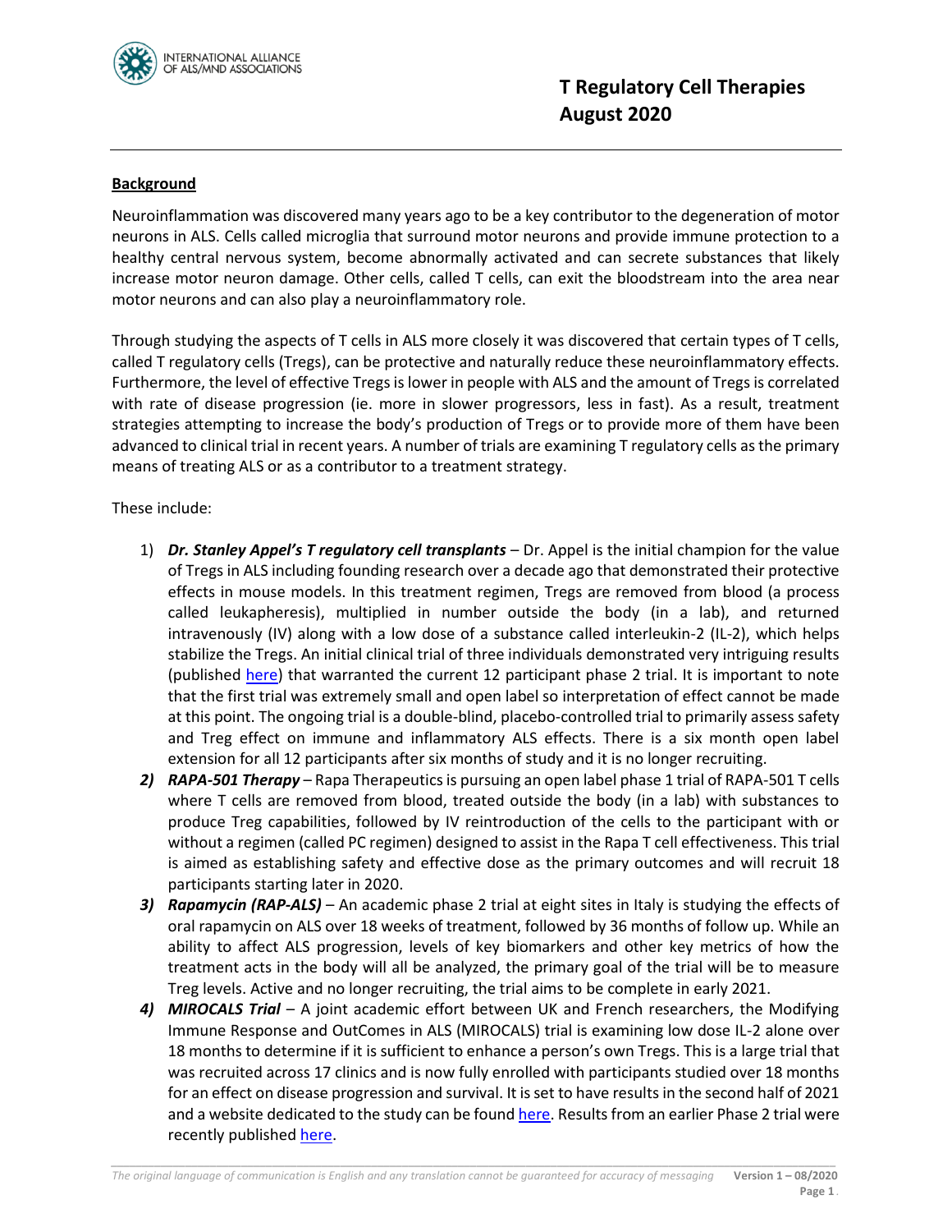# T Regulatory Cell Therapies
# August 2020

## Background

Neuroinflammation was discovered many years ago to be a key contributor to the degeneration of motor neurons in ALS. Cells called microglia that surround motor neurons and provide immune protection to a healthy central nervous system, become abnormally activated and can secrete substances that likely increase motor neuron damage. Other cells, called T cells, can exit the bloodstream into the area near motor neurons and can also play a neuroinflammatory role.

Through studying the aspects of T cells in ALS more closely it was discovered that certain types of T cells, called T regulatory cells (Tregs), can be protective and naturally reduce these neuroinflammatory effects. Furthermore, the level of effective Tregs is lower in people with ALS and the amount of Tregs is correlated with rate of disease progression (ie. more in slower progressors, less in fast). As a result, treatment strategies attempting to increase the body's production of Tregs or to provide more of them have been advanced to clinical trial in recent years. A number of trials are examining T regulatory cells as the primary means of treating ALS or as a contributor to a treatment strategy.

These include:

1) ***Dr. Stanley Appel's T regulatory cell transplants*** – Dr. Appel is the initial champion for the value of Tregs in ALS including founding research over a decade ago that demonstrated their protective effects in mouse models. In this treatment regimen, Tregs are removed from blood (a process called leukapheresis), multiplied in number outside the body (in a lab), and returned intravenously (IV) along with a low dose of a substance called interleukin-2 (IL-2), which helps stabilize the Tregs. An initial clinical trial of three individuals demonstrated very intriguing results (published here) that warranted the current 12 participant phase 2 trial. It is important to note that the first trial was extremely small and open label so interpretation of effect cannot be made at this point. The ongoing trial is a double-blind, placebo-controlled trial to primarily assess safety and Treg effect on immune and inflammatory ALS effects. There is a six month open label extension for all 12 participants after six months of study and it is no longer recruiting.
2) ***RAPA-501 Therapy*** – Rapa Therapeutics is pursuing an open label phase 1 trial of RAPA-501 T cells where T cells are removed from blood, treated outside the body (in a lab) with substances to produce Treg capabilities, followed by IV reintroduction of the cells to the participant with or without a regimen (called PC regimen) designed to assist in the Rapa T cell effectiveness. This trial is aimed as establishing safety and effective dose as the primary outcomes and will recruit 18 participants starting later in 2020.
3) ***Rapamycin (RAP-ALS)*** – An academic phase 2 trial at eight sites in Italy is studying the effects of oral rapamycin on ALS over 18 weeks of treatment, followed by 36 months of follow up. While an ability to affect ALS progression, levels of key biomarkers and other key metrics of how the treatment acts in the body will all be analyzed, the primary goal of the trial will be to measure Treg levels. Active and no longer recruiting, the trial aims to be complete in early 2021.
4) ***MIROCALS Trial*** – A joint academic effort between UK and French researchers, the Modifying Immune Response and OutComes in ALS (MIROCALS) trial is examining low dose IL-2 alone over 18 months to determine if it is sufficient to enhance a person's own Tregs. This is a large trial that was recruited across 17 clinics and is now fully enrolled with participants studied over 18 months for an effect on disease progression and survival. It is set to have results in the second half of 2021 and a website dedicated to the study can be found here. Results from an earlier Phase 2 trial were recently published here.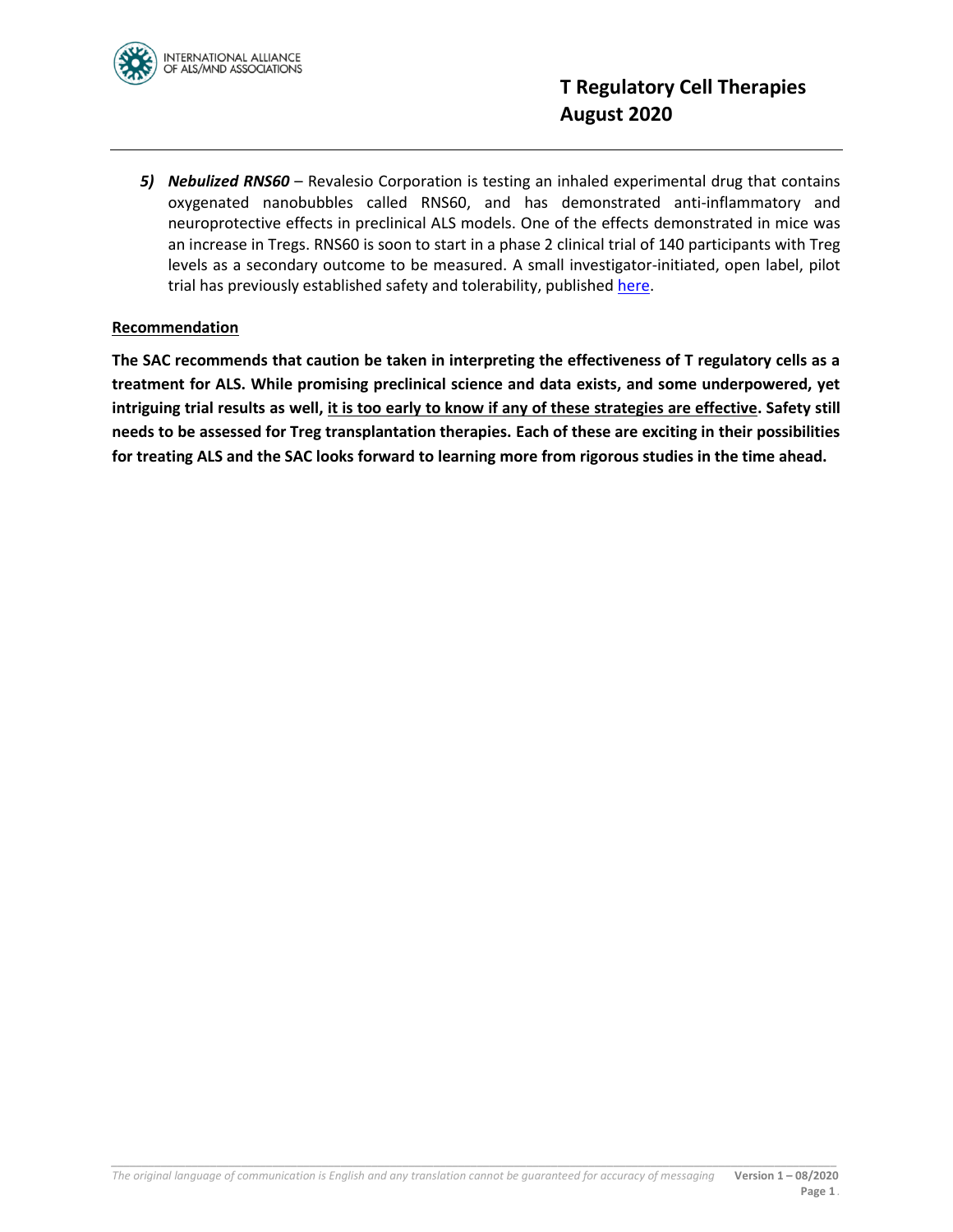5) ***Nebulized RNS60*** – Revalesio Corporation is testing an inhaled experimental drug that contains oxygenated nanobubbles called RNS60, and has demonstrated anti-inflammatory and neuroprotective effects in preclinical ALS models. One of the effects demonstrated in mice was an increase in Tregs. RNS60 is soon to start in a phase 2 clinical trial of 140 participants with Treg levels as a secondary outcome to be measured. A small investigator-initiated, open label, pilot trial has previously established safety and tolerability, published here.

**Recommendation**

**The SAC recommends that caution be taken in interpreting the effectiveness of T regulatory cells as a treatment for ALS. While promising preclinical science and data exists, and some underpowered, yet intriguing trial results as well, it is too early to know if any of these strategies are effective. Safety still needs to be assessed for Treg transplantation therapies. Each of these are exciting in their possibilities for treating ALS and the SAC looks forward to learning more from rigorous studies in the time ahead.**